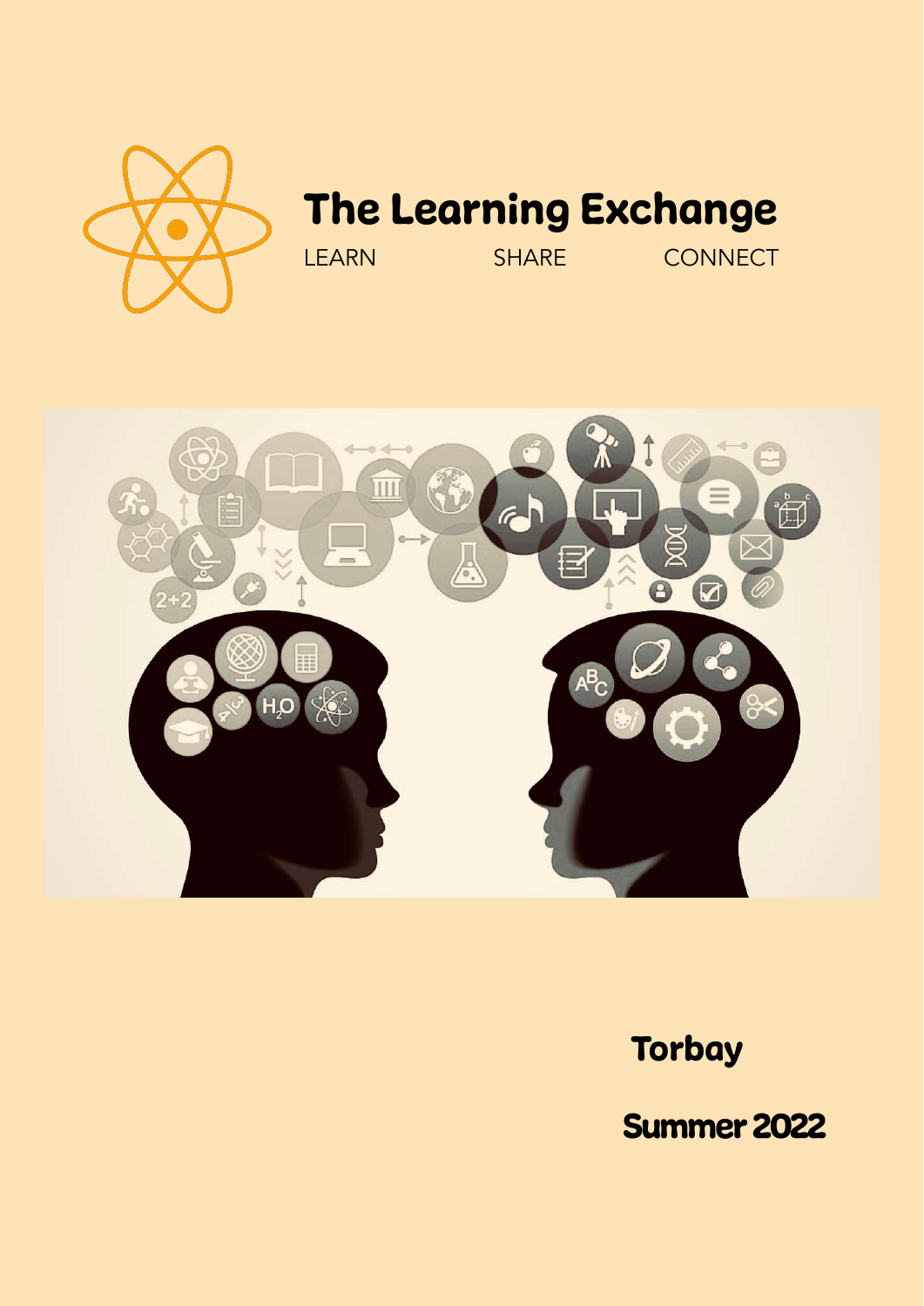# The Learning Exchange

LEARN SHARE CONNECT

**Torbay**

**Summer 2022**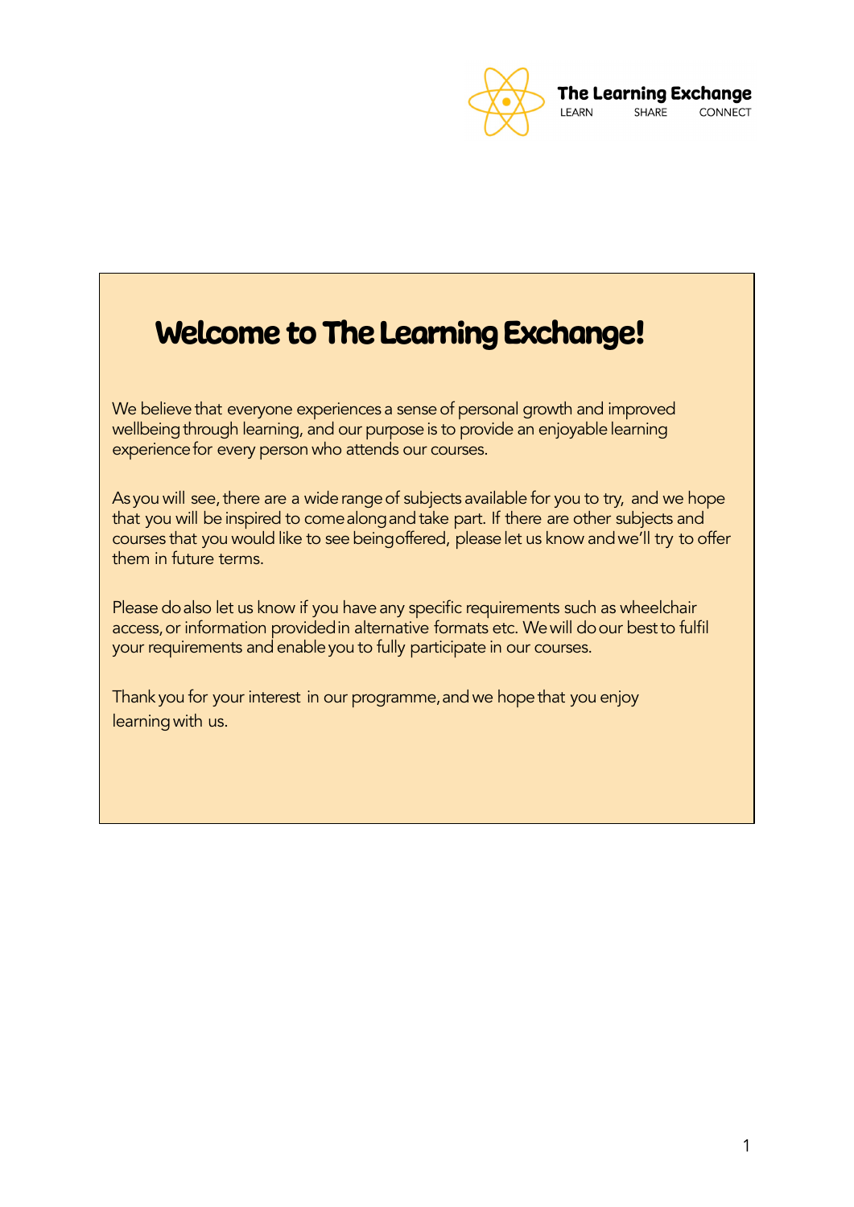The Learning Exchange

LEARN SHARE CONNECT

# Welcome to The Learning Exchange!

We believe that everyone experiences a sense of personal growth and improved wellbeing through learning, and our purpose is to provide an enjoyable learning experience for every person who attends our courses.

As you will see, there are a wide range of subjects available for you to try, and we hope that you will be inspired to come along and take part. If there are other subjects and courses that you would like to see being offered, please let us know and we'll try to offer them in future terms.

Please do also let us know if you have any specific requirements such as wheelchair access, or information provided in alternative formats etc. We will do our best to fulfil your requirements and enable you to fully participate in our courses.

Thank you for your interest in our programme, and we hope that you enjoy learning with us.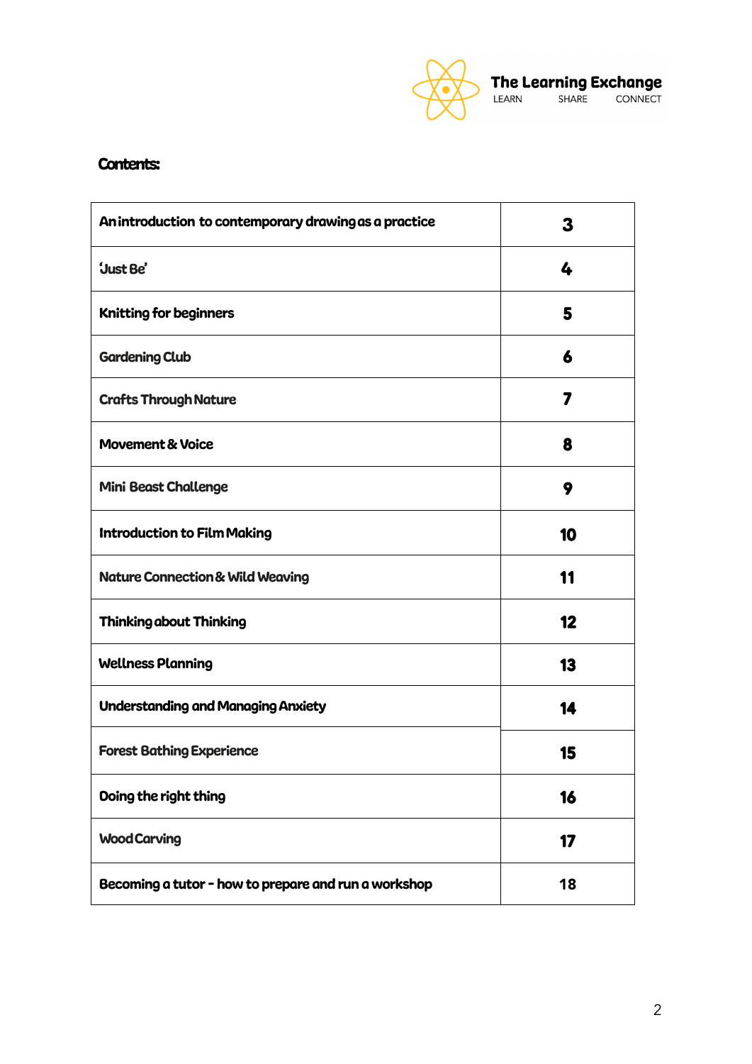The Learning Exchange
LEARN SHARE CONNECT

**Contents:**

| | |
|---|---|
| **An introduction to contemporary drawing as a practice** | **3** |
| **'Just Be'** | **4** |
| **Knitting for beginners** | **5** |
| **Gardening Club** | **6** |
| **Crafts Through Nature** | **7** |
| **Movement & Voice** | **8** |
| **Mini Beast Challenge** | **9** |
| **Introduction to Film Making** | **10** |
| **Nature Connection & Wild Weaving** | **11** |
| **Thinking about Thinking** | **12** |
| **Wellness Planning** | **13** |
| **Understanding and Managing Anxiety** | **14** |
| **Forest Bathing Experience** | **15** |
| **Doing the right thing** | **16** |
| **Wood Carving** | **17** |
| **Becoming a tutor - how to prepare and run a workshop** | **18** |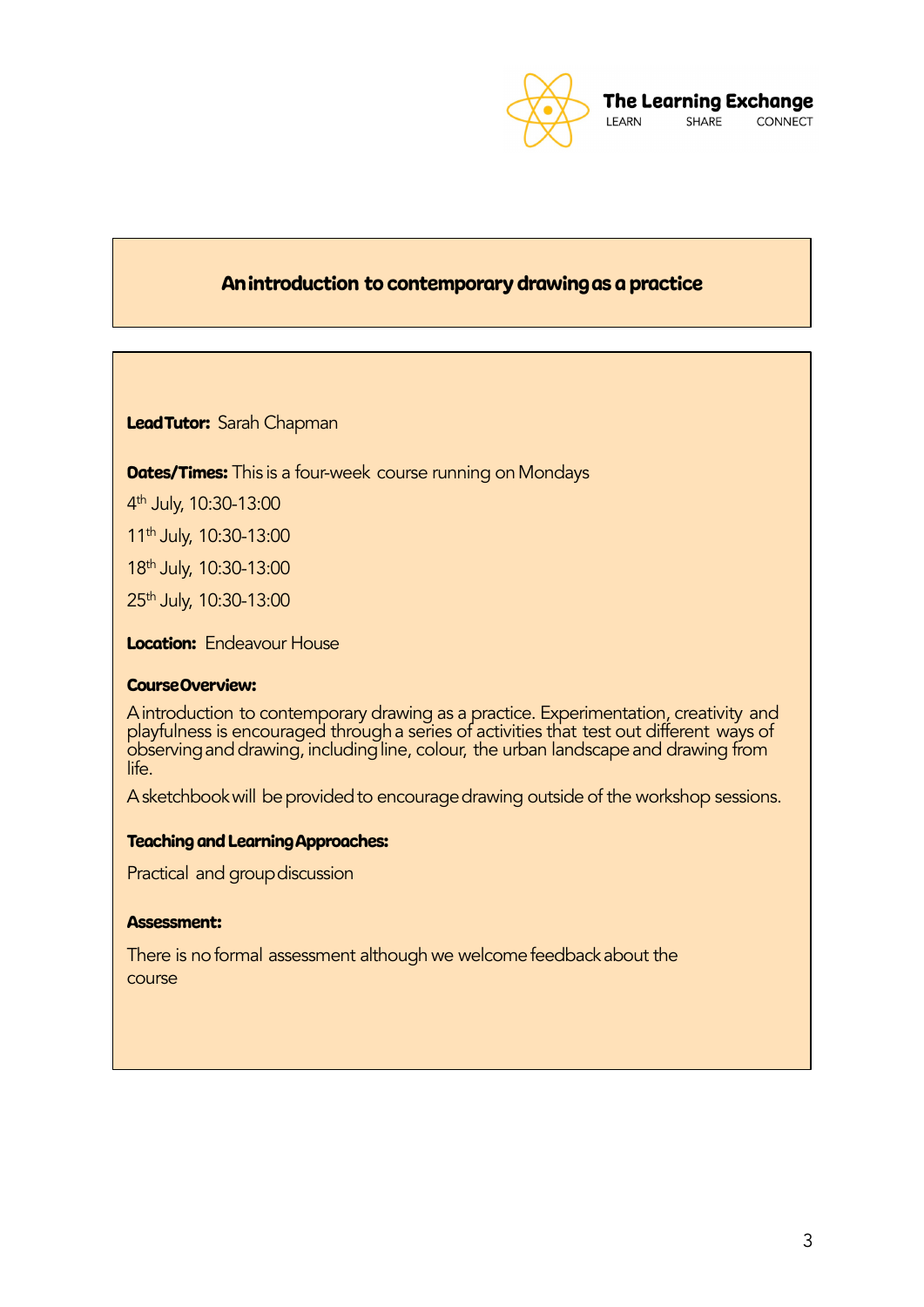The Learning Exchange
LEARN SHARE CONNECT

## An introduction to contemporary drawing as a practice

**Lead Tutor:** Sarah Chapman

**Dates/Times:** This is a four-week course running on Mondays

4th July, 10:30-13:00

11th July, 10:30-13:00

18th July, 10:30-13:00

25th July, 10:30-13:00

**Location:** Endeavour House

**Course Overview:**

A introduction to contemporary drawing as a practice. Experimentation, creativity and playfulness is encouraged through a series of activities that test out different ways of observing and drawing, including line, colour, the urban landscape and drawing from life.

A sketchbook will be provided to encourage drawing outside of the workshop sessions.

**Teaching and Learning Approaches:**

Practical and group discussion

**Assessment:**

There is no formal assessment although we welcome feedback about the course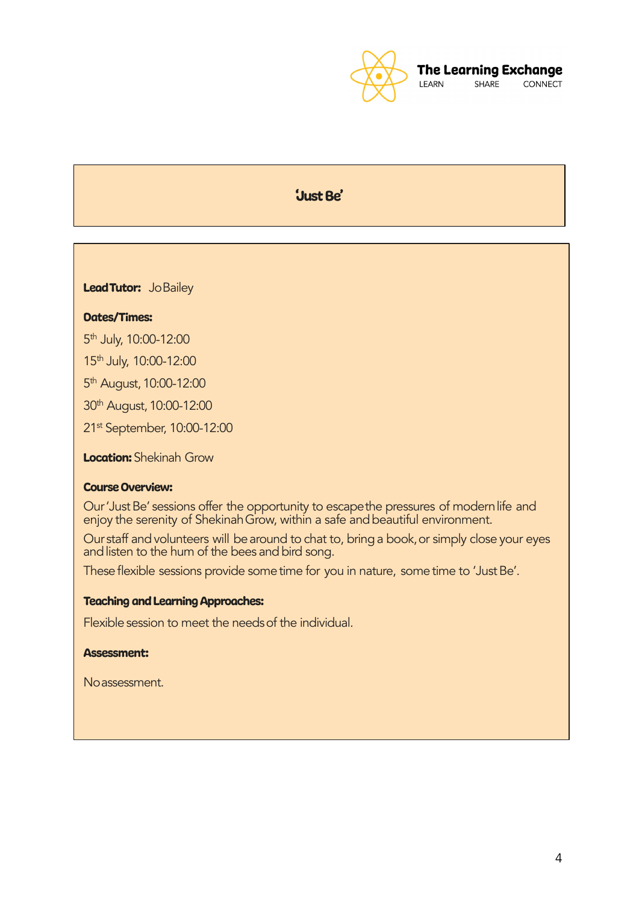# 'Just Be'

**Lead Tutor:** Jo Bailey

**Dates/Times:**

5th July, 10:00-12:00

15th July, 10:00-12:00

5th August, 10:00-12:00

30th August, 10:00-12:00

21st September, 10:00-12:00

**Location:** Shekinah Grow

**Course Overview:**

Our 'Just Be' sessions offer the opportunity to escape the pressures of modern life and enjoy the serenity of Shekinah Grow, within a safe and beautiful environment.

Our staff and volunteers will be around to chat to, bring a book, or simply close your eyes and listen to the hum of the bees and bird song.

These flexible sessions provide some time for you in nature, some time to 'Just Be'.

**Teaching and Learning Approaches:**

Flexible session to meet the needs of the individual.

**Assessment:**

No assessment.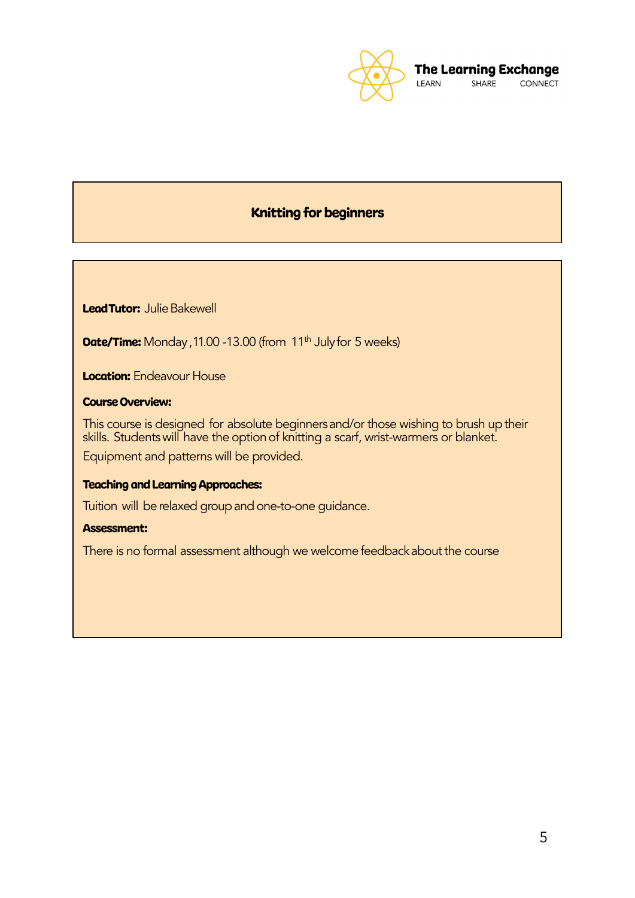# Knitting for beginners

**Lead Tutor:** Julie Bakewell

**Date/Time:** Monday , 11.00 -13.00 (from 11th July for 5 weeks)

**Location:** Endeavour House

**Course Overview:**

This course is designed for absolute beginners and/or those wishing to brush up their skills. Students will have the option of knitting a scarf, wrist-warmers or blanket.

Equipment and patterns will be provided.

**Teaching and Learning Approaches:**

Tuition will be relaxed group and one-to-one guidance.

**Assessment:**

There is no formal assessment although we welcome feedback about the course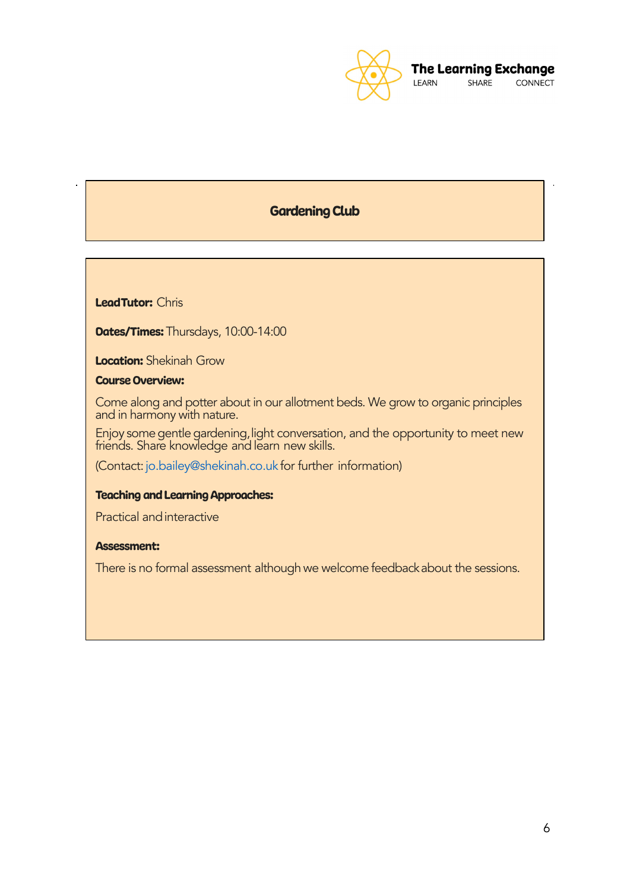## Gardening Club

**Lead Tutor:** Chris

**Dates/Times:** Thursdays, 10:00-14:00

**Location:** Shekinah Grow

**Course Overview:**

Come along and potter about in our allotment beds. We grow to organic principles and in harmony with nature.

Enjoy some gentle gardening, light conversation, and the opportunity to meet new friends. Share knowledge and learn new skills.

(Contact: jo.bailey@shekinah.co.uk for further information)

**Teaching and Learning Approaches:**

Practical and interactive

**Assessment:**

There is no formal assessment although we welcome feedback about the sessions.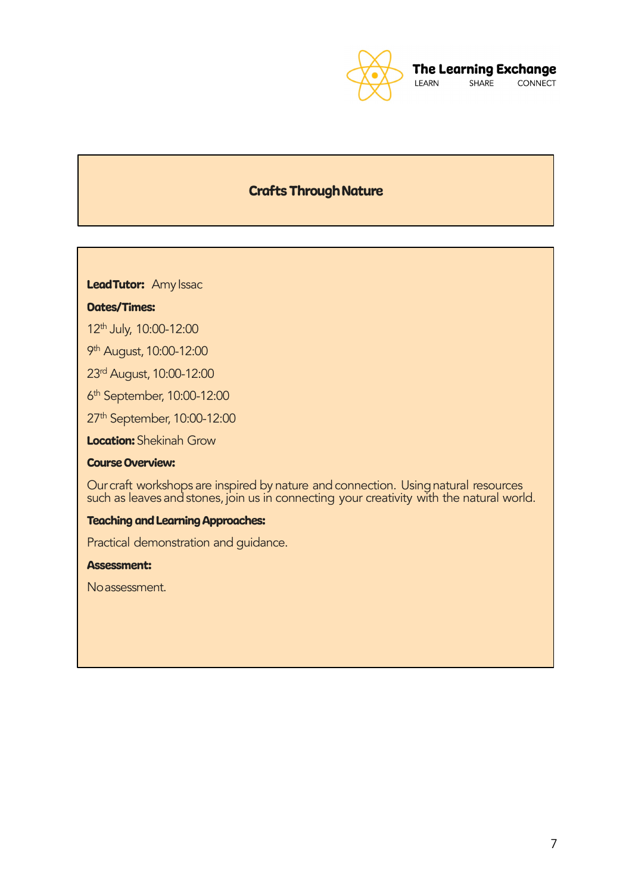# Crafts Through Nature

**Lead Tutor:** Amy Issac

**Dates/Times:**

12th July, 10:00-12:00

9th August, 10:00-12:00

23rd August, 10:00-12:00

6th September, 10:00-12:00

27th September, 10:00-12:00

**Location:** Shekinah Grow

**Course Overview:**

Our craft workshops are inspired by nature and connection. Using natural resources such as leaves and stones, join us in connecting your creativity with the natural world.

**Teaching and Learning Approaches:**

Practical demonstration and guidance.

**Assessment:**

No assessment.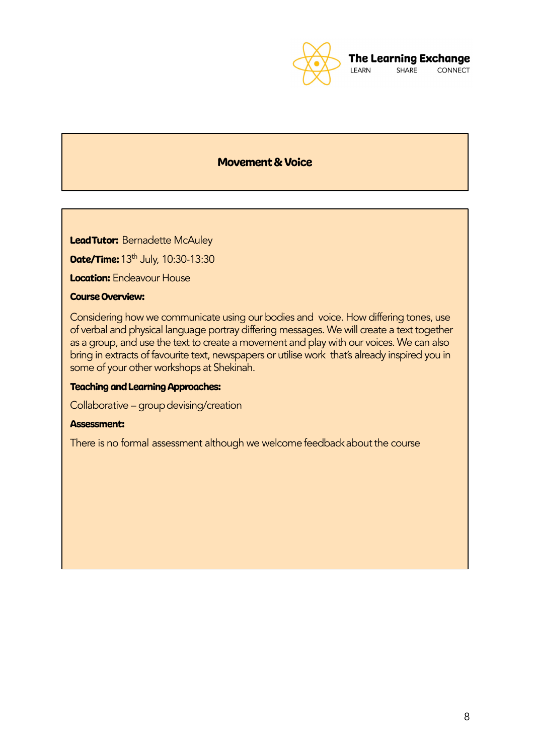# Movement & Voice

**Lead Tutor:** Bernadette McAuley

**Date/Time:** 13th July, 10:30-13:30

**Location:** Endeavour House

**Course Overview:**

Considering how we communicate using our bodies and voice. How differing tones, use of verbal and physical language portray differing messages. We will create a text together as a group, and use the text to create a movement and play with our voices. We can also bring in extracts of favourite text, newspapers or utilise work that's already inspired you in some of your other workshops at Shekinah.

**Teaching and Learning Approaches:**

Collaborative – group devising/creation

**Assessment:**

There is no formal assessment although we welcome feedback about the course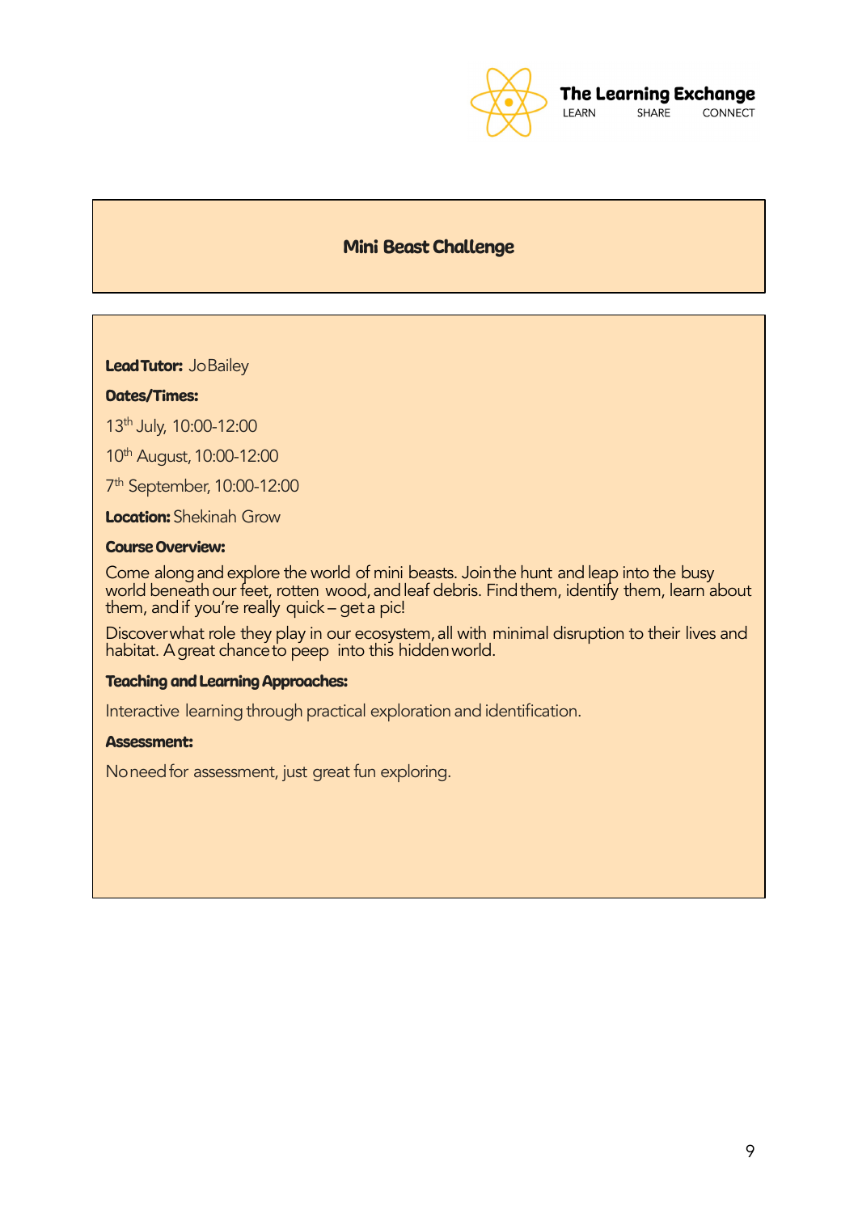## Mini Beast Challenge

**Lead Tutor:** Jo Bailey

**Dates/Times:**

13th July, 10:00-12:00

10th August, 10:00-12:00

7th September, 10:00-12:00

**Location:** Shekinah Grow

**Course Overview:**

Come along and explore the world of mini beasts. Join the hunt and leap into the busy world beneath our feet, rotten wood, and leaf debris. Find them, identify them, learn about them, and if you're really quick – get a pic!

Discover what role they play in our ecosystem, all with minimal disruption to their lives and habitat. A great chance to peep into this hidden world.

**Teaching and Learning Approaches:**

Interactive learning through practical exploration and identification.

**Assessment:**

No need for assessment, just great fun exploring.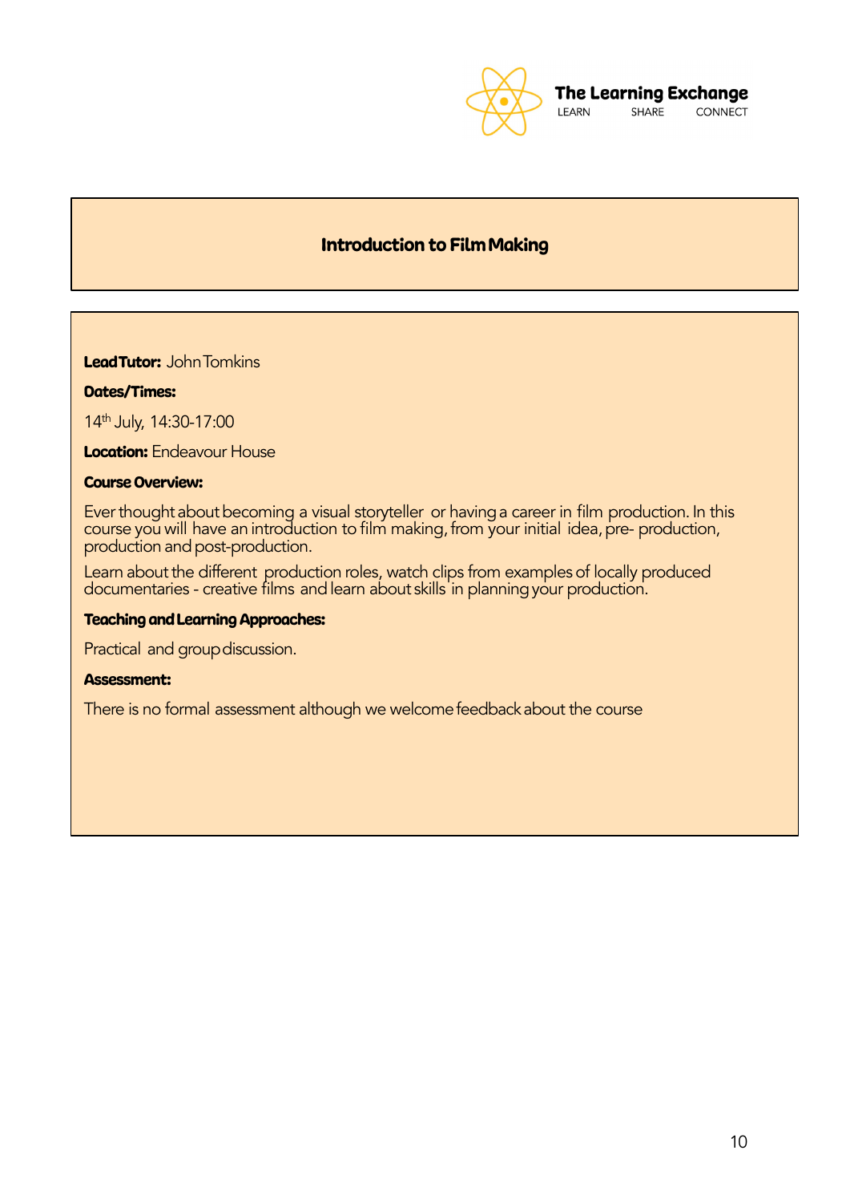# Introduction to Film Making

**Lead Tutor:** John Tomkins

**Dates/Times:**

14th July, 14:30-17:00

**Location:** Endeavour House

**Course Overview:**

Ever thought about becoming a visual storyteller or having a career in film production. In this course you will have an introduction to film making, from your initial idea, pre- production, production and post-production.

Learn about the different production roles, watch clips from examples of locally produced documentaries - creative films and learn about skills in planning your production.

**Teaching and Learning Approaches:**

Practical and group discussion.

**Assessment:**

There is no formal assessment although we welcome feedback about the course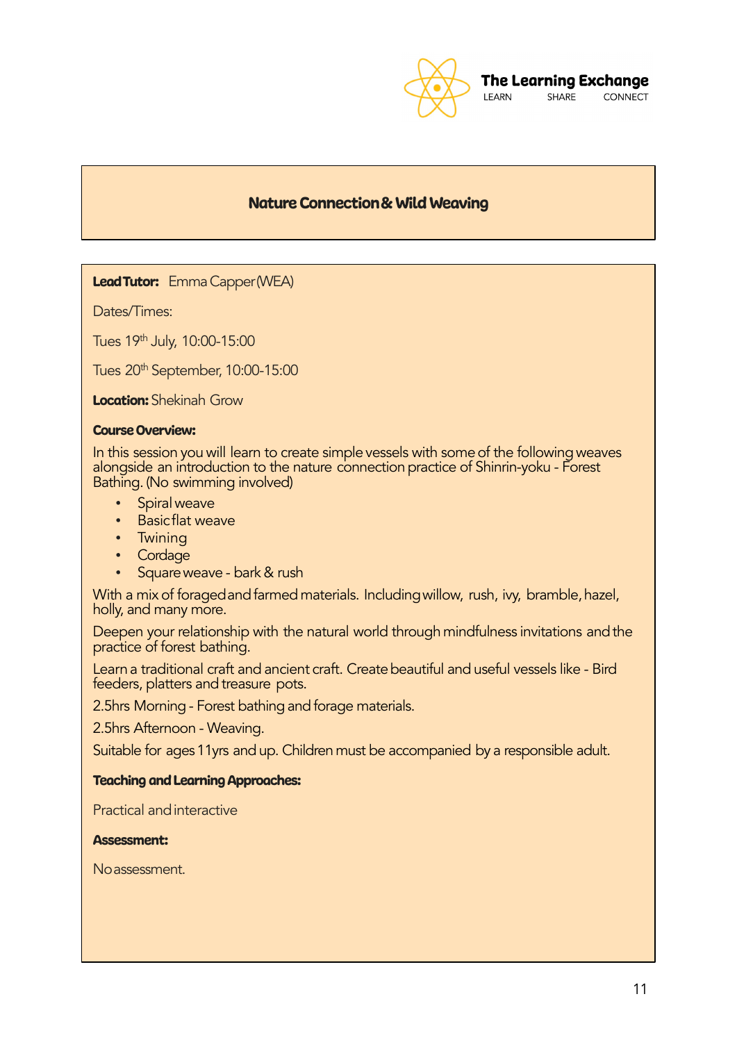# Nature Connection & Wild Weaving

**Lead Tutor:** Emma Capper (WEA)

Dates/Times:

Tues 19th July, 10:00-15:00

Tues 20th September, 10:00-15:00

**Location:** Shekinah Grow

**Course Overview:**

In this session you will learn to create simple vessels with some of the following weaves alongside an introduction to the nature connection practice of Shinrin-yoku - Forest Bathing. (No swimming involved)

- Spiral weave
- Basic flat weave
- Twining
- Cordage
- Square weave - bark & rush

With a mix of foraged and farmed materials. Including willow, rush, ivy, bramble, hazel, holly, and many more.

Deepen your relationship with the natural world through mindfulness invitations and the practice of forest bathing.

Learn a traditional craft and ancient craft. Create beautiful and useful vessels like - Bird feeders, platters and treasure pots.

2.5hrs Morning - Forest bathing and forage materials.

2.5hrs Afternoon - Weaving.

Suitable for ages 11yrs and up. Children must be accompanied by a responsible adult.

**Teaching and Learning Approaches:**

Practical and interactive

**Assessment:**

No assessment.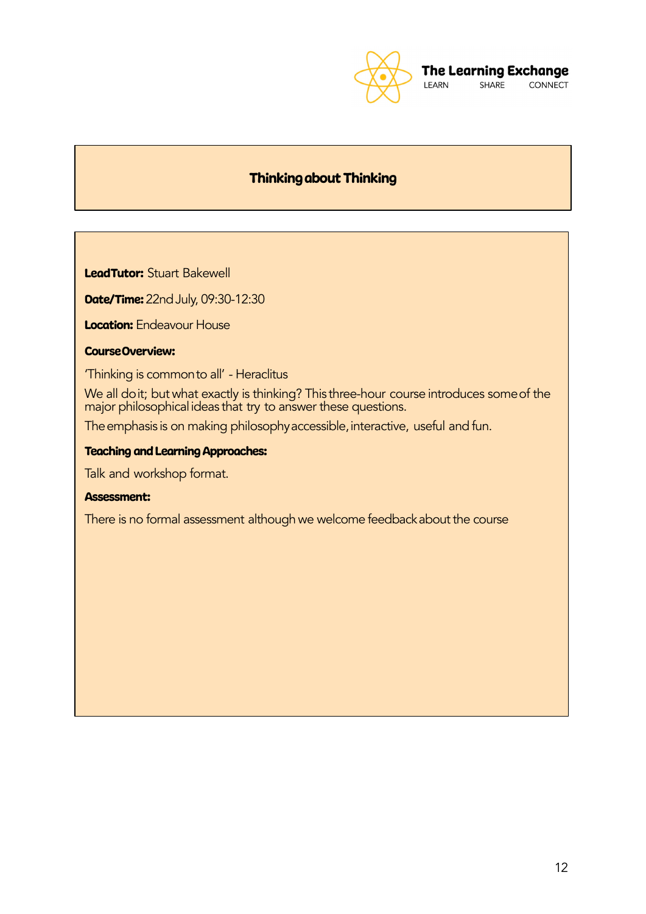The Learning Exchange
LEARN SHARE CONNECT

# Thinking about Thinking

**Lead Tutor:** Stuart Bakewell

**Date/Time:** 22nd July, 09:30-12:30

**Location:** Endeavour House

**Course Overview:**

'Thinking is common to all' - Heraclitus

We all do it; but what exactly is thinking? This three-hour course introduces some of the major philosophical ideas that try to answer these questions.

The emphasis is on making philosophy accessible, interactive, useful and fun.

**Teaching and Learning Approaches:**

Talk and workshop format.

**Assessment:**

There is no formal assessment although we welcome feedback about the course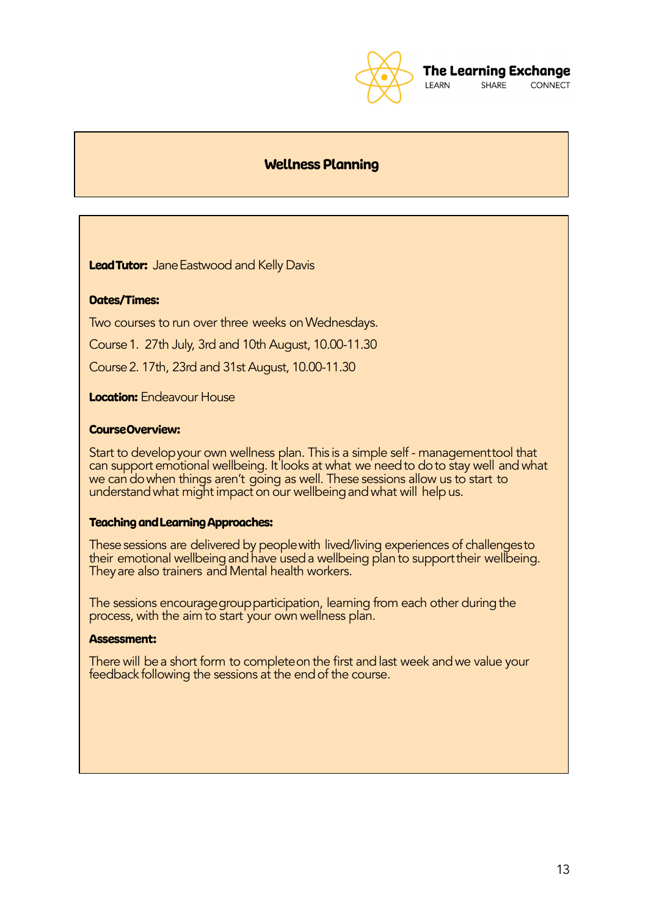**The Learning Exchange**
LEARN SHARE CONNECT

# Wellness Planning

**Lead Tutor:** Jane Eastwood and Kelly Davis

**Dates/Times:**

Two courses to run over three weeks on Wednesdays.

Course 1. 27th July, 3rd and 10th August, 10.00-11.30

Course 2. 17th, 23rd and 31st August, 10.00-11.30

**Location:** Endeavour House

**Course Overview:**

Start to develop your own wellness plan. This is a simple self - management tool that can support emotional wellbeing. It looks at what we need to do to stay well and what we can do when things aren't going as well. These sessions allow us to start to understand what might impact on our wellbeing and what will help us.

**Teaching and Learning Approaches:**

These sessions are delivered by people with lived/living experiences of challenges to their emotional wellbeing and have used a wellbeing plan to support their wellbeing. They are also trainers and Mental health workers.

The sessions encourage group participation, learning from each other during the process, with the aim to start your own wellness plan.

**Assessment:**

There will be a short form to complete on the first and last week and we value your feedback following the sessions at the end of the course.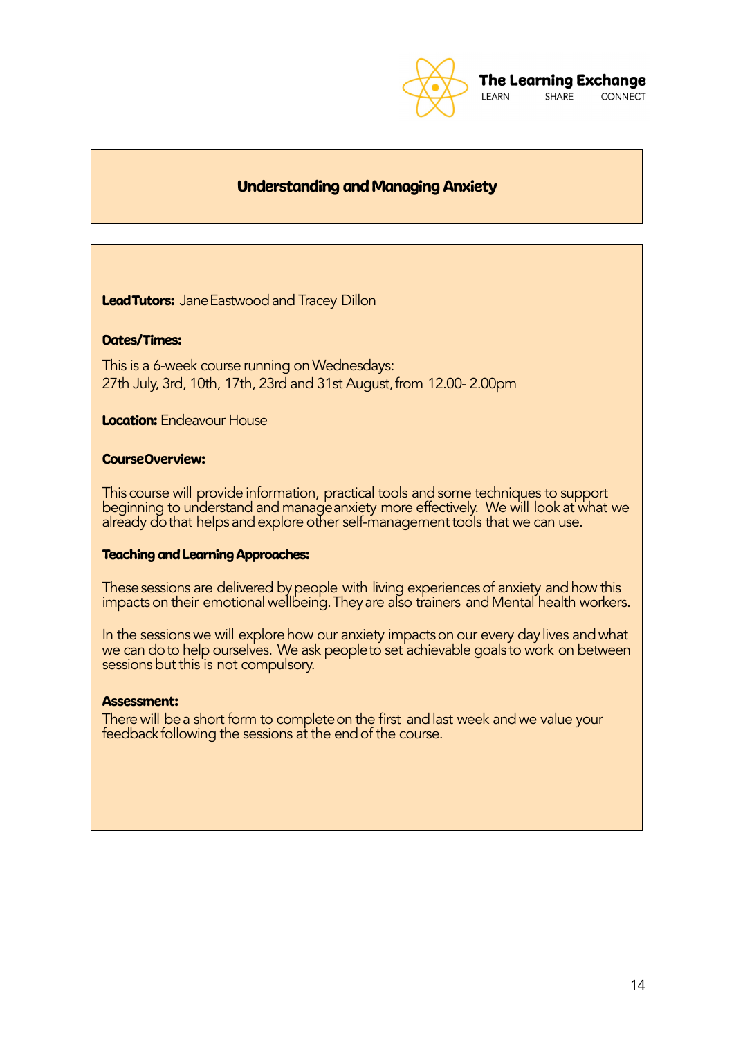The Learning Exchange
LEARN SHARE CONNECT

# Understanding and Managing Anxiety

**Lead Tutors:** Jane Eastwood and Tracey Dillon

**Dates/Times:**

This is a 6-week course running on Wednesdays:
27th July, 3rd, 10th, 17th, 23rd and 31st August, from 12.00- 2.00pm

**Location:** Endeavour House

**Course Overview:**

This course will provide information, practical tools and some techniques to support beginning to understand and manage anxiety more effectively. We will look at what we already do that helps and explore other self-management tools that we can use.

**Teaching and Learning Approaches:**

These sessions are delivered by people with living experiences of anxiety and how this impacts on their emotional wellbeing. They are also trainers and Mental health workers.

In the sessions we will explore how our anxiety impacts on our every day lives and what we can do to help ourselves. We ask people to set achievable goals to work on between sessions but this is not compulsory.

**Assessment:**
There will be a short form to complete on the first and last week and we value your feedback following the sessions at the end of the course.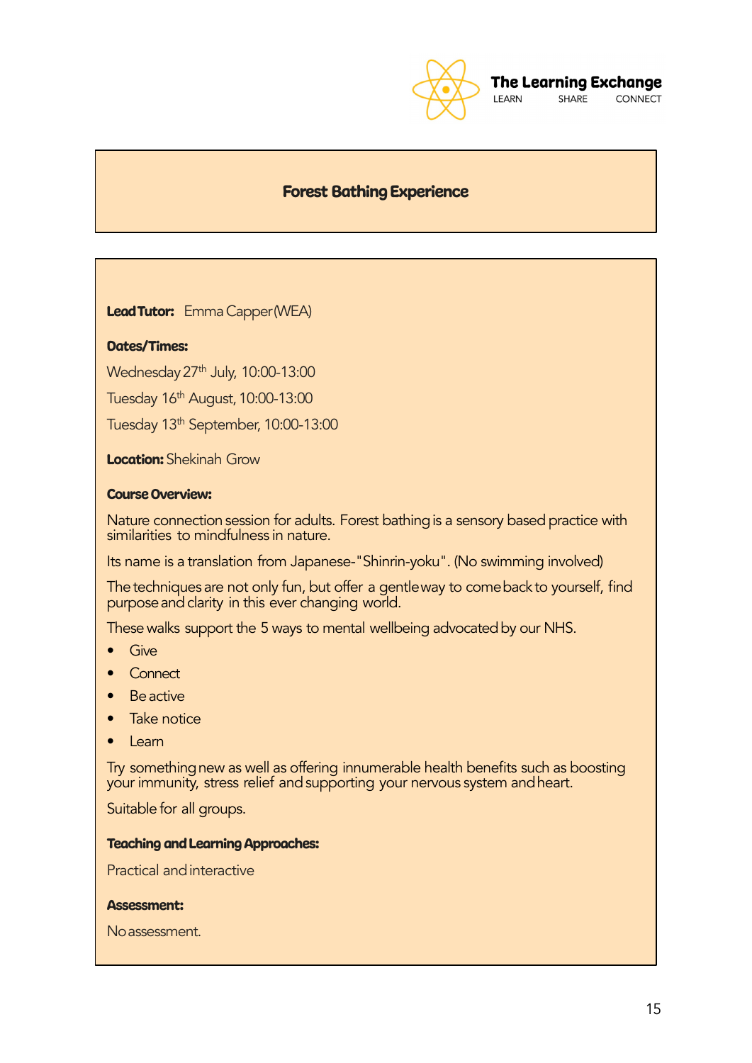The Learning Exchange
LEARN SHARE CONNECT

# Forest Bathing Experience

**Lead Tutor:** Emma Capper (WEA)

**Dates/Times:**

Wednesday 27th July, 10:00-13:00

Tuesday 16th August, 10:00-13:00

Tuesday 13th September, 10:00-13:00

**Location:** Shekinah Grow

**Course Overview:**

Nature connection session for adults. Forest bathing is a sensory based practice with similarities to mindfulness in nature.

Its name is a translation from Japanese-"Shinrin-yoku". (No swimming involved)

The techniques are not only fun, but offer a gentle way to come back to yourself, find purpose and clarity in this ever changing world.

These walks support the 5 ways to mental wellbeing advocated by our NHS.

- Give
- Connect
- Be active
- Take notice
- Learn

Try something new as well as offering innumerable health benefits such as boosting your immunity, stress relief and supporting your nervous system and heart.

Suitable for all groups.

**Teaching and Learning Approaches:**

Practical and interactive

**Assessment:**

No assessment.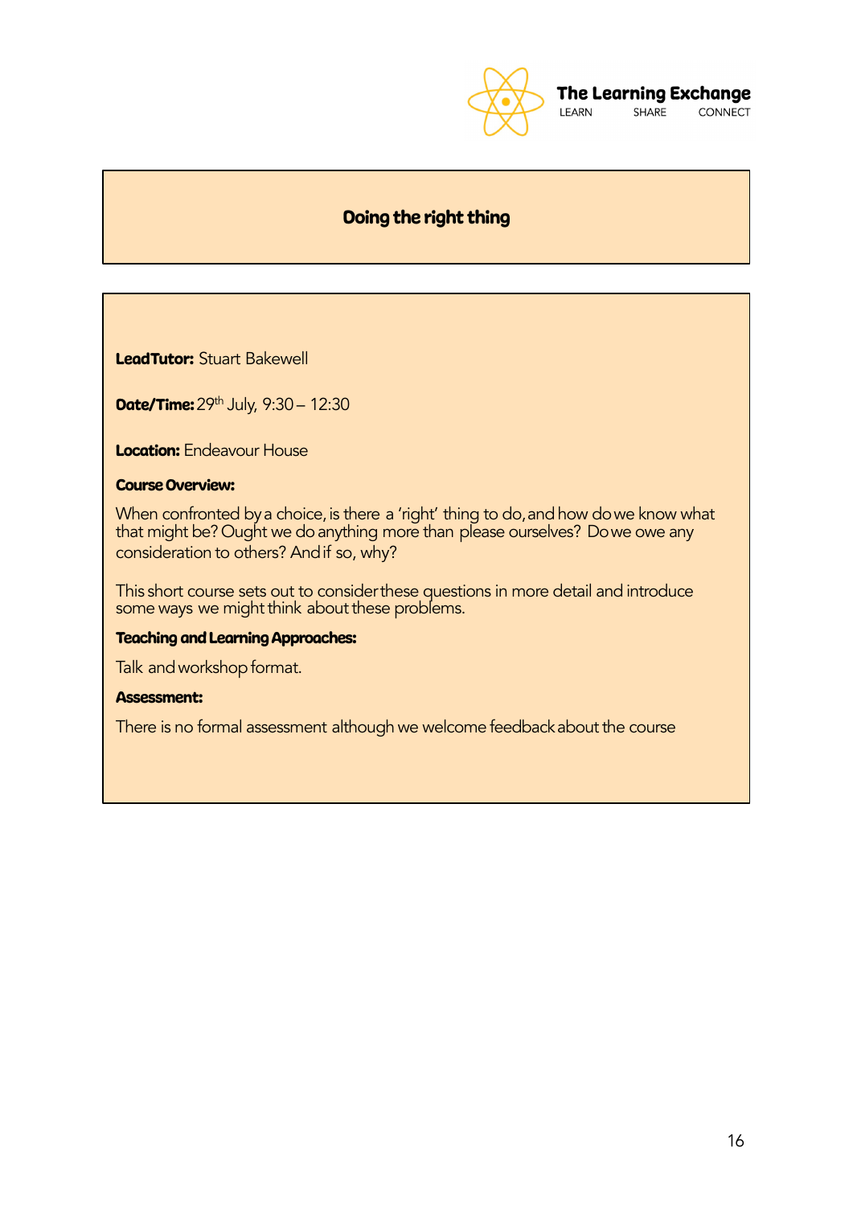# Doing the right thing

**Lead Tutor:** Stuart Bakewell

**Date/Time:** 29th July, 9:30 – 12:30

**Location:** Endeavour House

**Course Overview:**

When confronted by a choice, is there a 'right' thing to do, and how do we know what that might be? Ought we do anything more than please ourselves? Do we owe any consideration to others? And if so, why?

This short course sets out to consider these questions in more detail and introduce some ways we might think about these problems.

**Teaching and Learning Approaches:**

Talk and workshop format.

**Assessment:**

There is no formal assessment although we welcome feedback about the course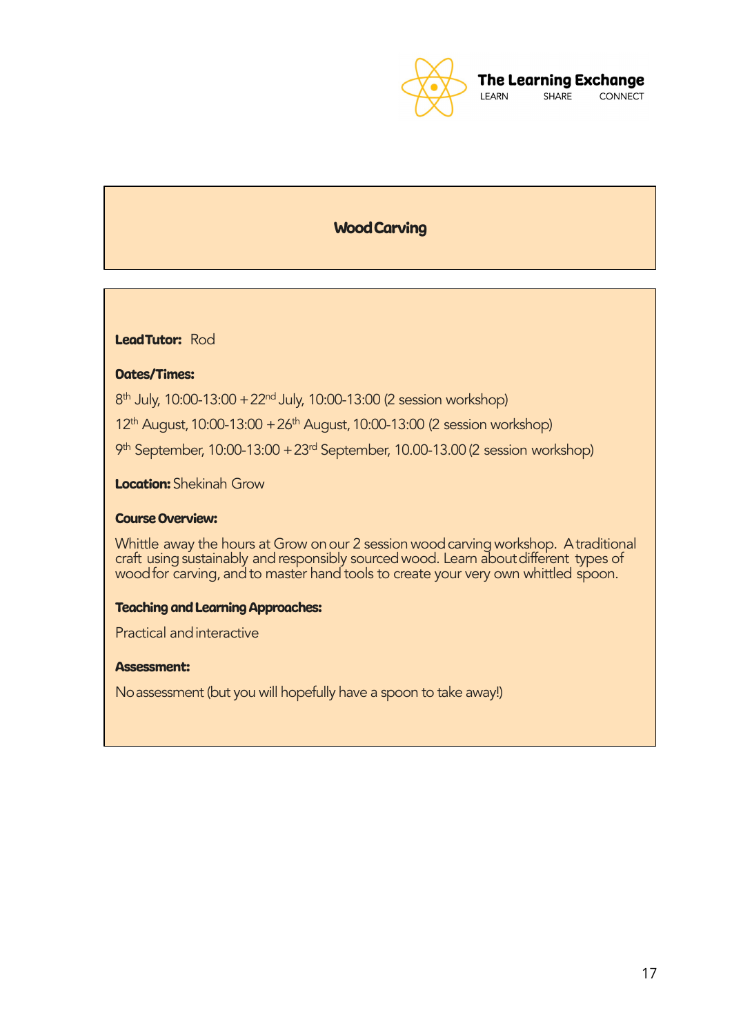# Wood Carving

**Lead Tutor:** Rod

**Dates/Times:**

8th July, 10:00-13:00 + 22nd July, 10:00-13:00 (2 session workshop)

12th August, 10:00-13:00 + 26th August, 10:00-13:00 (2 session workshop)

9th September, 10:00-13:00 + 23rd September, 10.00-13.00 (2 session workshop)

**Location:** Shekinah Grow

**Course Overview:**

Whittle away the hours at Grow on our 2 session wood carving workshop. A traditional craft using sustainably and responsibly sourced wood. Learn about different types of wood for carving, and to master hand tools to create your very own whittled spoon.

**Teaching and Learning Approaches:**

Practical and interactive

**Assessment:**

No assessment (but you will hopefully have a spoon to take away!)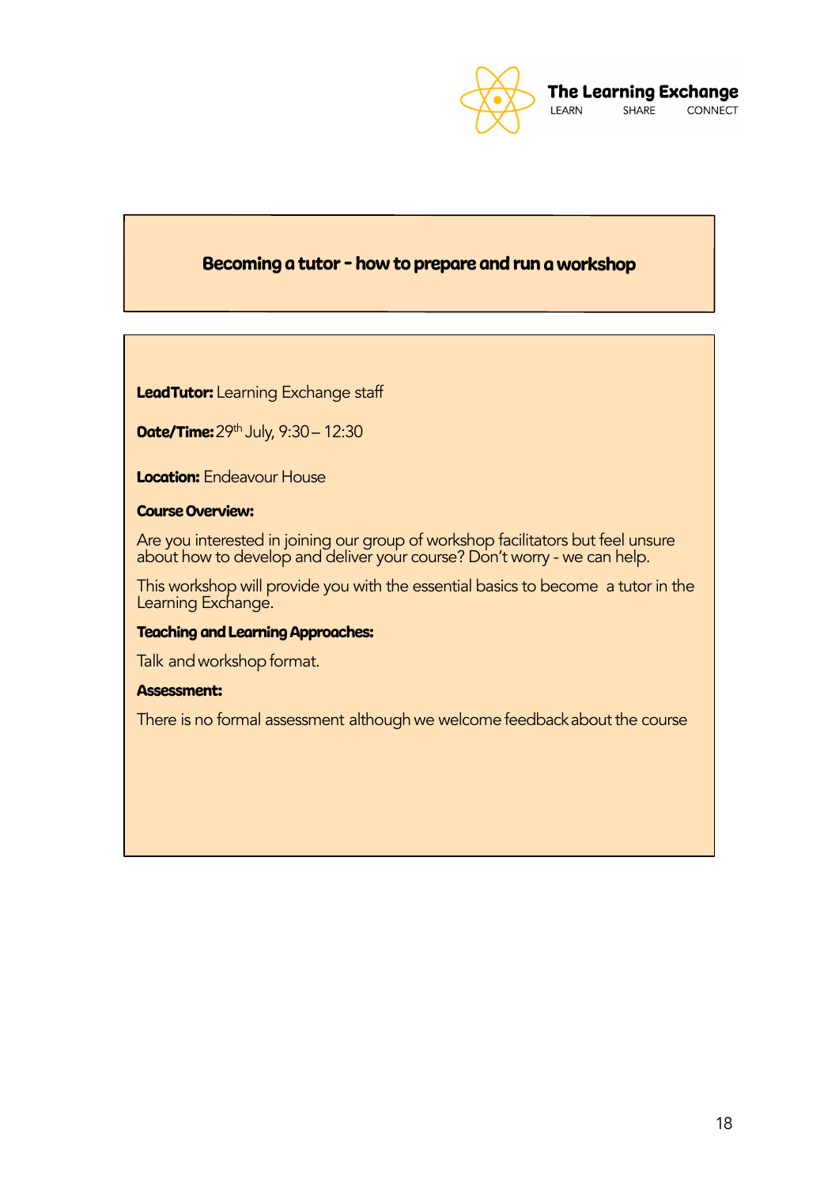## Becoming a tutor - how to prepare and run a workshop

**Lead Tutor:** Learning Exchange staff

**Date/Time:** 29th July, 9:30 – 12:30

**Location:** Endeavour House

**Course Overview:**

Are you interested in joining our group of workshop facilitators but feel unsure about how to develop and deliver your course? Don't worry - we can help.

This workshop will provide you with the essential basics to become a tutor in the Learning Exchange.

**Teaching and Learning Approaches:**

Talk and workshop format.

**Assessment:**

There is no formal assessment although we welcome feedback about the course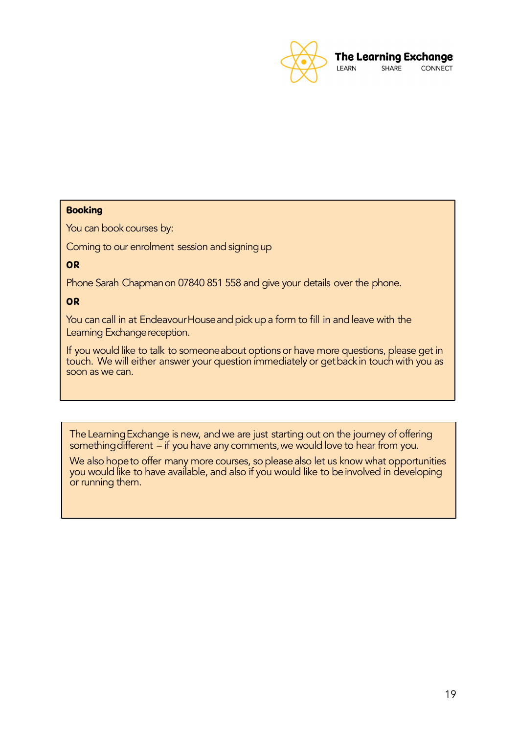**Booking**

You can book courses by:

Coming to our enrolment session and signing up

**OR**

Phone Sarah Chapman on 07840 851 558 and give your details over the phone.

**OR**

You can call in at Endeavour House and pick up a form to fill in and leave with the Learning Exchange reception.

If you would like to talk to someone about options or have more questions, please get in touch. We will either answer your question immediately or get back in touch with you as soon as we can.

The Learning Exchange is new, and we are just starting out on the journey of offering something different – if you have any comments, we would love to hear from you.

We also hope to offer many more courses, so please also let us know what opportunities you would like to have available, and also if you would like to be involved in developing or running them.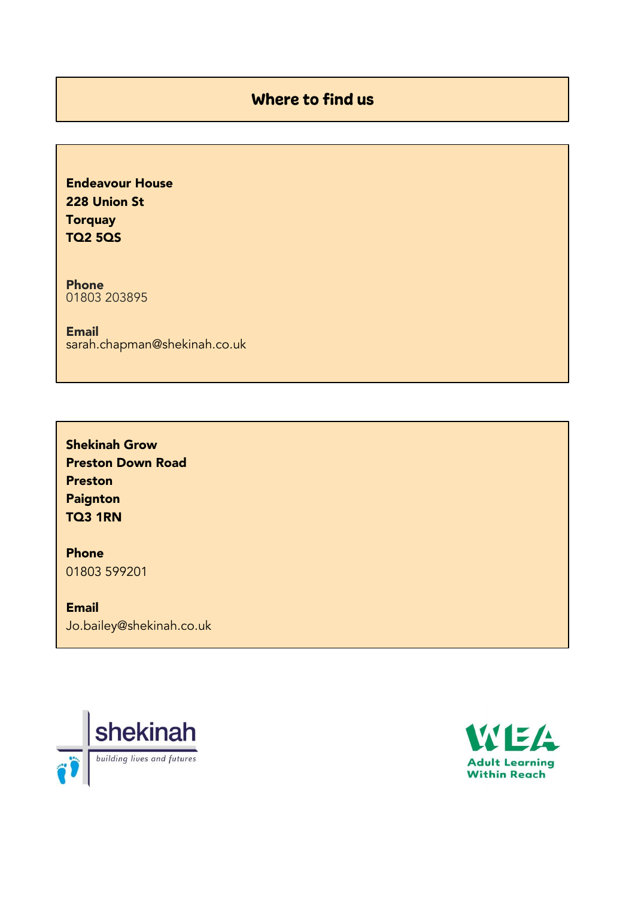## Where to find us

**Endeavour House**
**228 Union St**
**Torquay**
**TQ2 5QS**

**Phone**
01803 203895

**Email**
sarah.chapman@shekinah.co.uk

**Shekinah Grow**
**Preston Down Road**
**Preston**
**Paignton**
**TQ3 1RN**

**Phone**
01803 599201

**Email**
Jo.bailey@shekinah.co.uk

shekinah
building lives and futures

WEA
Adult Learning Within Reach